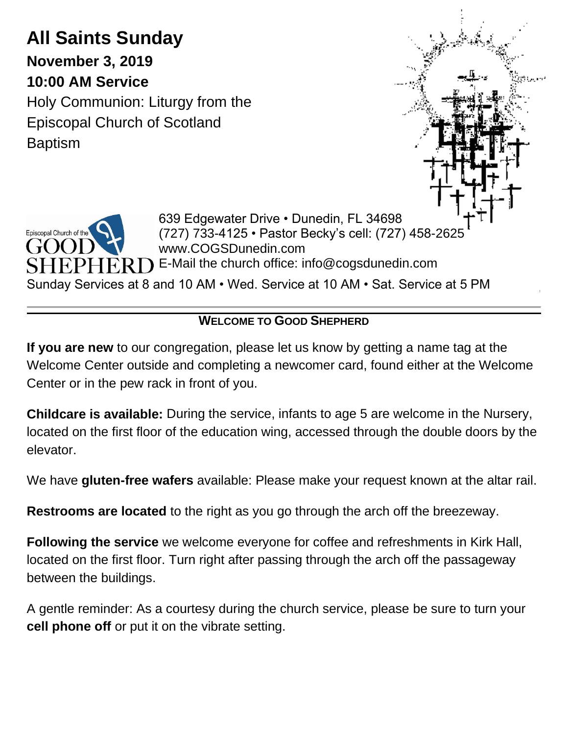# All Saints Sunday

**November 3, 2019**

**10:00 AM Service**

Holy Communion: Liturgy from the Episcopal Church of Scotland

Baptism

Episcopal Church of the GOOD SHEPHERD

639 Edgewater Drive • Dunedin, FL 34698
(727) 733-4125 • Pastor Becky's cell: (727) 458-2625
www.COGSDunedin.com
E-Mail the church office: info@cogsdunedin.com

Sunday Services at 8 and 10 AM • Wed. Service at 10 AM • Sat. Service at 5 PM

---

## WELCOME TO GOOD SHEPHERD

**If you are new** to our congregation, please let us know by getting a name tag at the Welcome Center outside and completing a newcomer card, found either at the Welcome Center or in the pew rack in front of you.

**Childcare is available:** During the service, infants to age 5 are welcome in the Nursery, located on the first floor of the education wing, accessed through the double doors by the elevator.

We have **gluten-free wafers** available: Please make your request known at the altar rail.

**Restrooms are located** to the right as you go through the arch off the breezeway.

**Following the service** we welcome everyone for coffee and refreshments in Kirk Hall, located on the first floor. Turn right after passing through the arch off the passageway between the buildings.

A gentle reminder: As a courtesy during the church service, please be sure to turn your **cell phone off** or put it on the vibrate setting.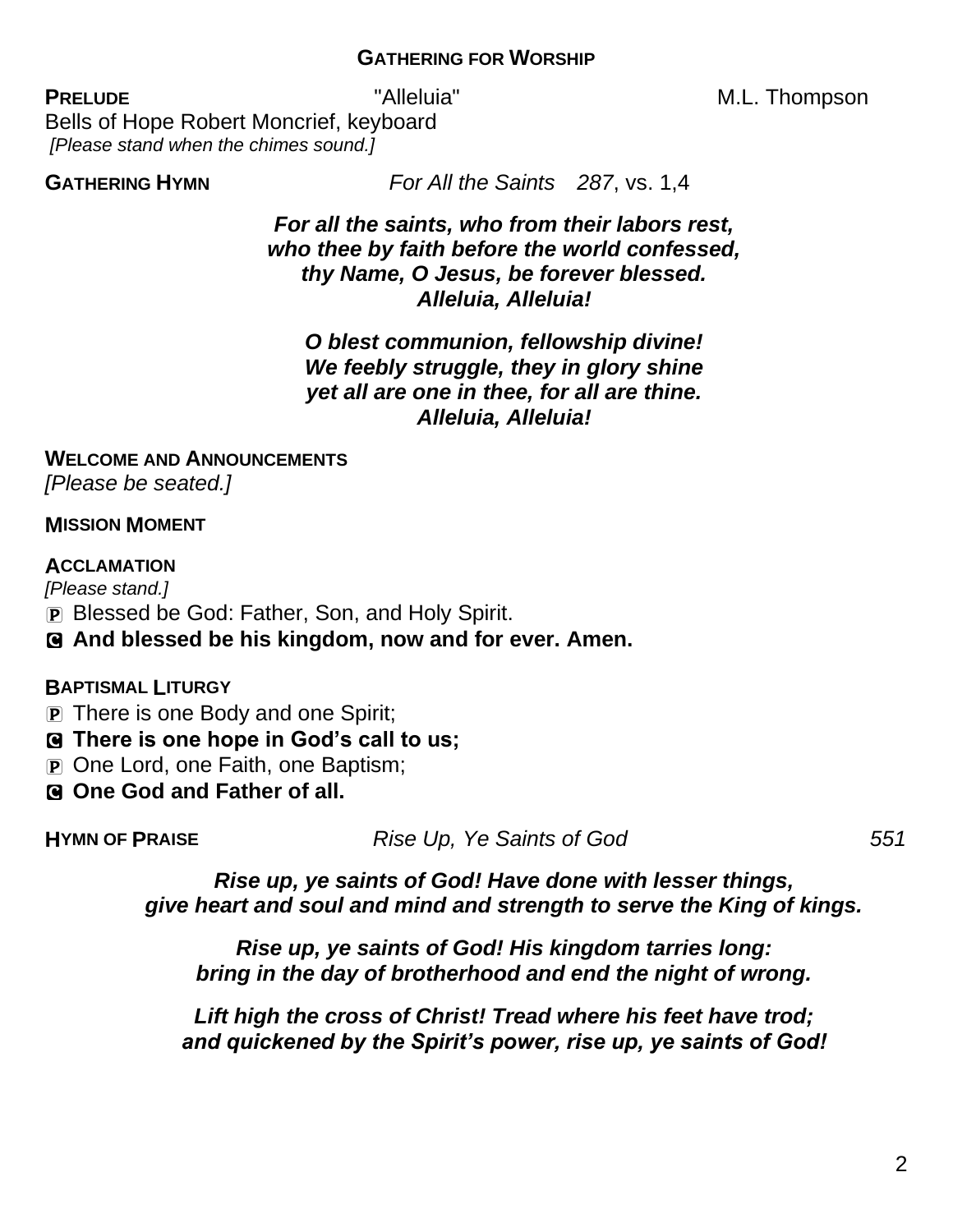## GATHERING FOR WORSHIP

**PRELUDE** "Alleluia" M.L. Thompson
Bells of Hope Robert Moncrief, keyboard
*[Please stand when the chimes sound.]*

**GATHERING HYMN** *For All the Saints 287*, vs. 1,4

***For all the saints, who from their labors rest,***
***who thee by faith before the world confessed,***
***thy Name, O Jesus, be forever blessed.***
***Alleluia, Alleluia!***

***O blest communion, fellowship divine!***
***We feebly struggle, they in glory shine***
***yet all are one in thee, for all are thine.***
***Alleluia, Alleluia!***

**WELCOME AND ANNOUNCEMENTS**
*[Please be seated.]*

**MISSION MOMENT**

**ACCLAMATION**
*[Please stand.]*
P Blessed be God: Father, Son, and Holy Spirit.
C **And blessed be his kingdom, now and for ever. Amen.**

**BAPTISMAL LITURGY**
P There is one Body and one Spirit;
C **There is one hope in God's call to us;**
P One Lord, one Faith, one Baptism;
C **One God and Father of all.**

**HYMN OF PRAISE** *Rise Up, Ye Saints of God* *551*

***Rise up, ye saints of God! Have done with lesser things,***
***give heart and soul and mind and strength to serve the King of kings.***

***Rise up, ye saints of God! His kingdom tarries long:***
***bring in the day of brotherhood and end the night of wrong.***

***Lift high the cross of Christ! Tread where his feet have trod;***
***and quickened by the Spirit's power, rise up, ye saints of God!***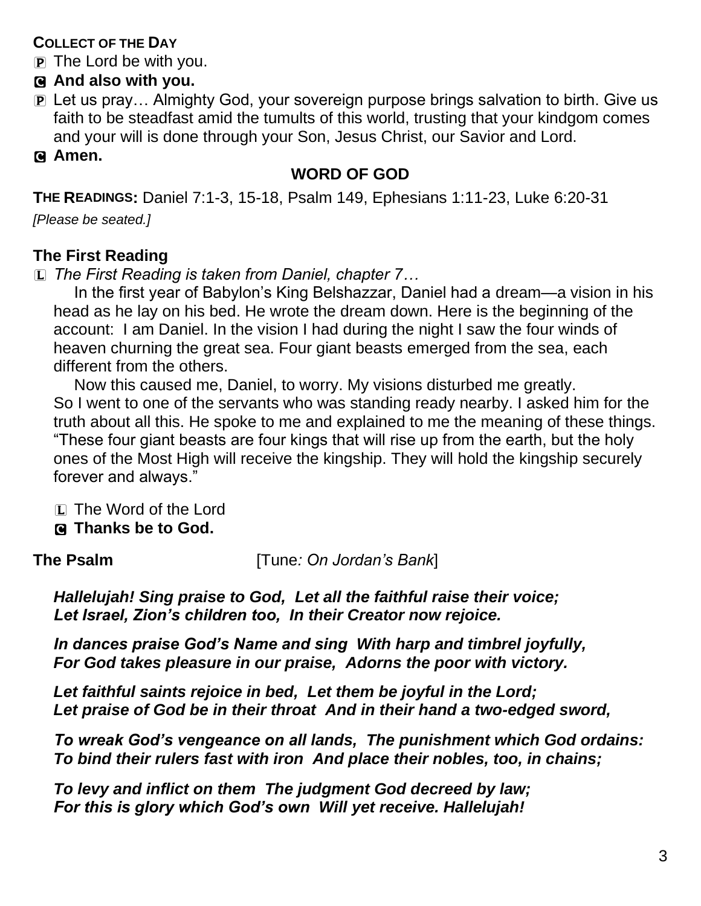**COLLECT OF THE DAY**

P The Lord be with you.

**C And also with you.**

P Let us pray… Almighty God, your sovereign purpose brings salvation to birth. Give us faith to be steadfast amid the tumults of this world, trusting that your kindgom comes and your will is done through your Son, Jesus Christ, our Savior and Lord.

**C Amen.**

## WORD OF GOD

**THE READINGS:** Daniel 7:1-3, 15-18, Psalm 149, Ephesians 1:11-23, Luke 6:20-31

*[Please be seated.]*

### The First Reading

L *The First Reading is taken from Daniel, chapter 7…*

In the first year of Babylon's King Belshazzar, Daniel had a dream—a vision in his head as he lay on his bed. He wrote the dream down. Here is the beginning of the account: I am Daniel. In the vision I had during the night I saw the four winds of heaven churning the great sea. Four giant beasts emerged from the sea, each different from the others.

Now this caused me, Daniel, to worry. My visions disturbed me greatly. So I went to one of the servants who was standing ready nearby. I asked him for the truth about all this. He spoke to me and explained to me the meaning of these things. "These four giant beasts are four kings that will rise up from the earth, but the holy ones of the Most High will receive the kingship. They will hold the kingship securely forever and always."

L The Word of the Lord

**C Thanks be to God.**

**The Psalm** [Tune*: On Jordan's Bank*]

***Hallelujah! Sing praise to God, Let all the faithful raise their voice;***
***Let Israel, Zion's children too, In their Creator now rejoice.***

***In dances praise God's Name and sing With harp and timbrel joyfully,***
***For God takes pleasure in our praise, Adorns the poor with victory.***

***Let faithful saints rejoice in bed, Let them be joyful in the Lord;***
***Let praise of God be in their throat And in their hand a two-edged sword,***

***To wreak God's vengeance on all lands, The punishment which God ordains:***
***To bind their rulers fast with iron And place their nobles, too, in chains;***

***To levy and inflict on them The judgment God decreed by law;***
***For this is glory which God's own Will yet receive. Hallelujah!***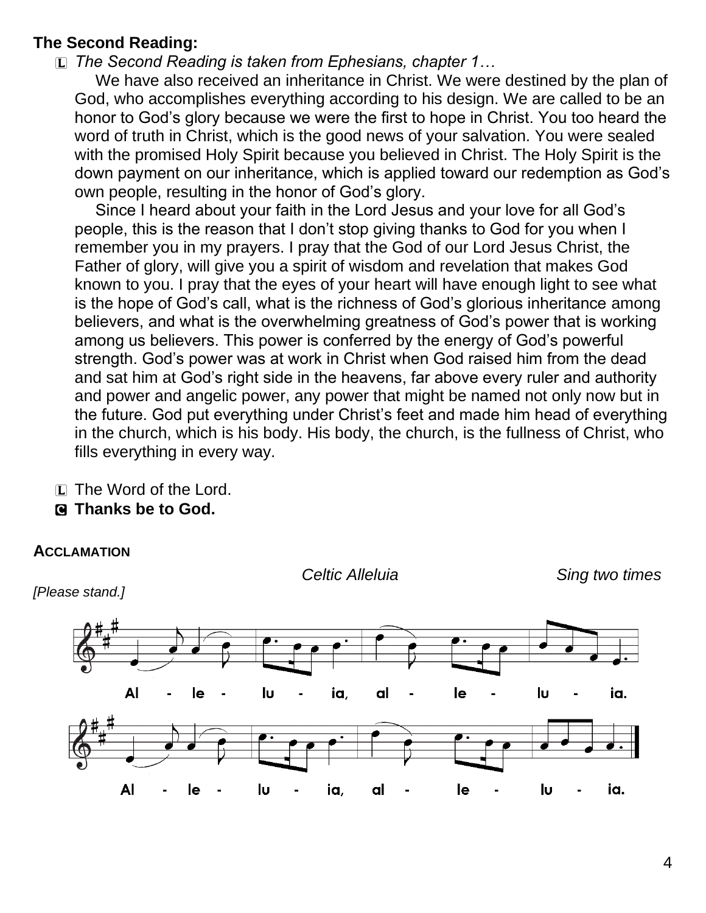**The Second Reading:**

L *The Second Reading is taken from Ephesians, chapter 1…*

We have also received an inheritance in Christ. We were destined by the plan of God, who accomplishes everything according to his design. We are called to be an honor to God's glory because we were the first to hope in Christ. You too heard the word of truth in Christ, which is the good news of your salvation. You were sealed with the promised Holy Spirit because you believed in Christ. The Holy Spirit is the down payment on our inheritance, which is applied toward our redemption as God's own people, resulting in the honor of God's glory.

Since I heard about your faith in the Lord Jesus and your love for all God's people, this is the reason that I don't stop giving thanks to God for you when I remember you in my prayers. I pray that the God of our Lord Jesus Christ, the Father of glory, will give you a spirit of wisdom and revelation that makes God known to you. I pray that the eyes of your heart will have enough light to see what is the hope of God's call, what is the richness of God's glorious inheritance among believers, and what is the overwhelming greatness of God's power that is working among us believers. This power is conferred by the energy of God's powerful strength. God's power was at work in Christ when God raised him from the dead and sat him at God's right side in the heavens, far above every ruler and authority and power and angelic power, any power that might be named not only now but in the future. God put everything under Christ's feet and made him head of everything in the church, which is his body. His body, the church, is the fullness of Christ, who fills everything in every way.

L The Word of the Lord.

C **Thanks be to God.**

**ACCLAMATION**

*[Please stand.]*

*Celtic Alleluia* — *Sing two times*

Al - le - lu - ia, al - le - lu - ia.

Al - le - lu - ia, al - le - lu - ia.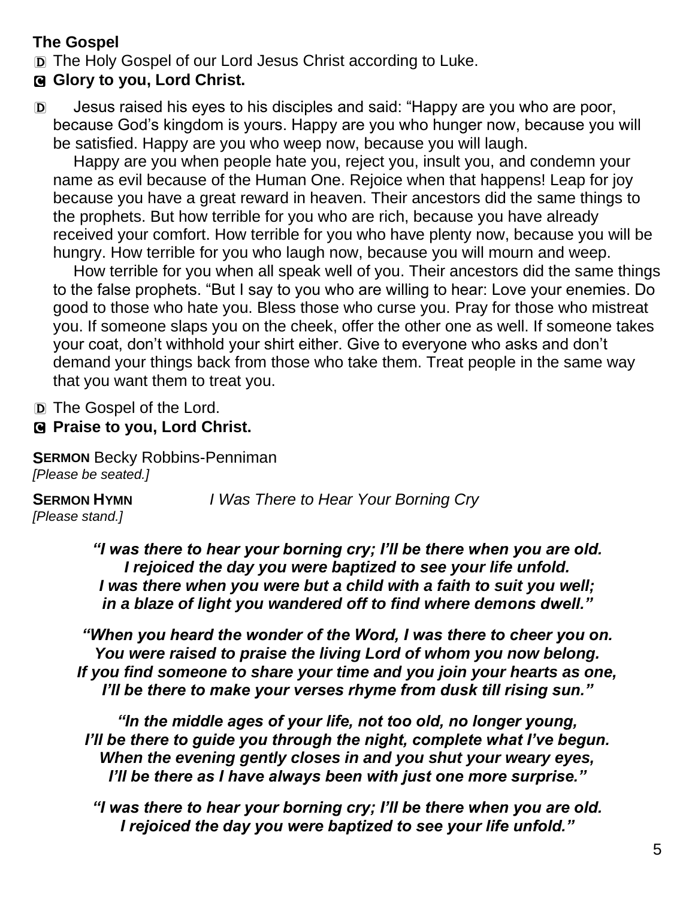**The Gospel**

D The Holy Gospel of our Lord Jesus Christ according to Luke.

**C Glory to you, Lord Christ.**

D Jesus raised his eyes to his disciples and said: "Happy are you who are poor, because God's kingdom is yours. Happy are you who hunger now, because you will be satisfied. Happy are you who weep now, because you will laugh.

Happy are you when people hate you, reject you, insult you, and condemn your name as evil because of the Human One. Rejoice when that happens! Leap for joy because you have a great reward in heaven. Their ancestors did the same things to the prophets. But how terrible for you who are rich, because you have already received your comfort. How terrible for you who have plenty now, because you will be hungry. How terrible for you who laugh now, because you will mourn and weep.

How terrible for you when all speak well of you. Their ancestors did the same things to the false prophets. "But I say to you who are willing to hear: Love your enemies. Do good to those who hate you. Bless those who curse you. Pray for those who mistreat you. If someone slaps you on the cheek, offer the other one as well. If someone takes your coat, don't withhold your shirt either. Give to everyone who asks and don't demand your things back from those who take them. Treat people in the same way that you want them to treat you.

D The Gospel of the Lord.

**C Praise to you, Lord Christ.**

**SERMON** Becky Robbins-Penniman
*[Please be seated.]*

**SERMON HYMN** *I Was There to Hear Your Borning Cry*
*[Please stand.]*

***"I was there to hear your borning cry; I'll be there when you are old.***
***I rejoiced the day you were baptized to see your life unfold.***
***I was there when you were but a child with a faith to suit you well;***
***in a blaze of light you wandered off to find where demons dwell."***

***"When you heard the wonder of the Word, I was there to cheer you on.***
***You were raised to praise the living Lord of whom you now belong.***
***If you find someone to share your time and you join your hearts as one,***
***I'll be there to make your verses rhyme from dusk till rising sun."***

***"In the middle ages of your life, not too old, no longer young,***
***I'll be there to guide you through the night, complete what I've begun.***
***When the evening gently closes in and you shut your weary eyes,***
***I'll be there as I have always been with just one more surprise."***

***"I was there to hear your borning cry; I'll be there when you are old.***
***I rejoiced the day you were baptized to see your life unfold."***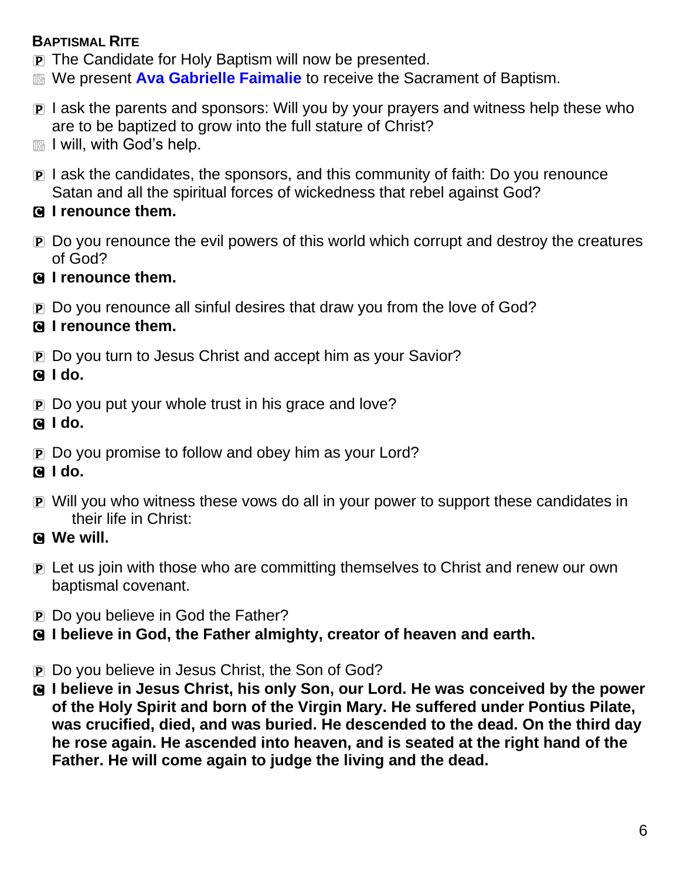**BAPTISMAL RITE**

P The Candidate for Holy Baptism will now be presented.

R We present **Ava Gabrielle Faimalie** to receive the Sacrament of Baptism.

P I ask the parents and sponsors: Will you by your prayers and witness help these who are to be baptized to grow into the full stature of Christ?

R I will, with God's help.

P I ask the candidates, the sponsors, and this community of faith: Do you renounce Satan and all the spiritual forces of wickedness that rebel against God?

**C I renounce them.**

P Do you renounce the evil powers of this world which corrupt and destroy the creatures of God?

**C I renounce them.**

P Do you renounce all sinful desires that draw you from the love of God?

**C I renounce them.**

P Do you turn to Jesus Christ and accept him as your Savior?

**C I do.**

P Do you put your whole trust in his grace and love?

**C I do.**

P Do you promise to follow and obey him as your Lord?

**C I do.**

P Will you who witness these vows do all in your power to support these candidates in their life in Christ:

**C We will.**

P Let us join with those who are committing themselves to Christ and renew our own baptismal covenant.

P Do you believe in God the Father?

**C I believe in God, the Father almighty, creator of heaven and earth.**

P Do you believe in Jesus Christ, the Son of God?

**C I believe in Jesus Christ, his only Son, our Lord. He was conceived by the power of the Holy Spirit and born of the Virgin Mary. He suffered under Pontius Pilate, was crucified, died, and was buried. He descended to the dead. On the third day he rose again. He ascended into heaven, and is seated at the right hand of the Father. He will come again to judge the living and the dead.**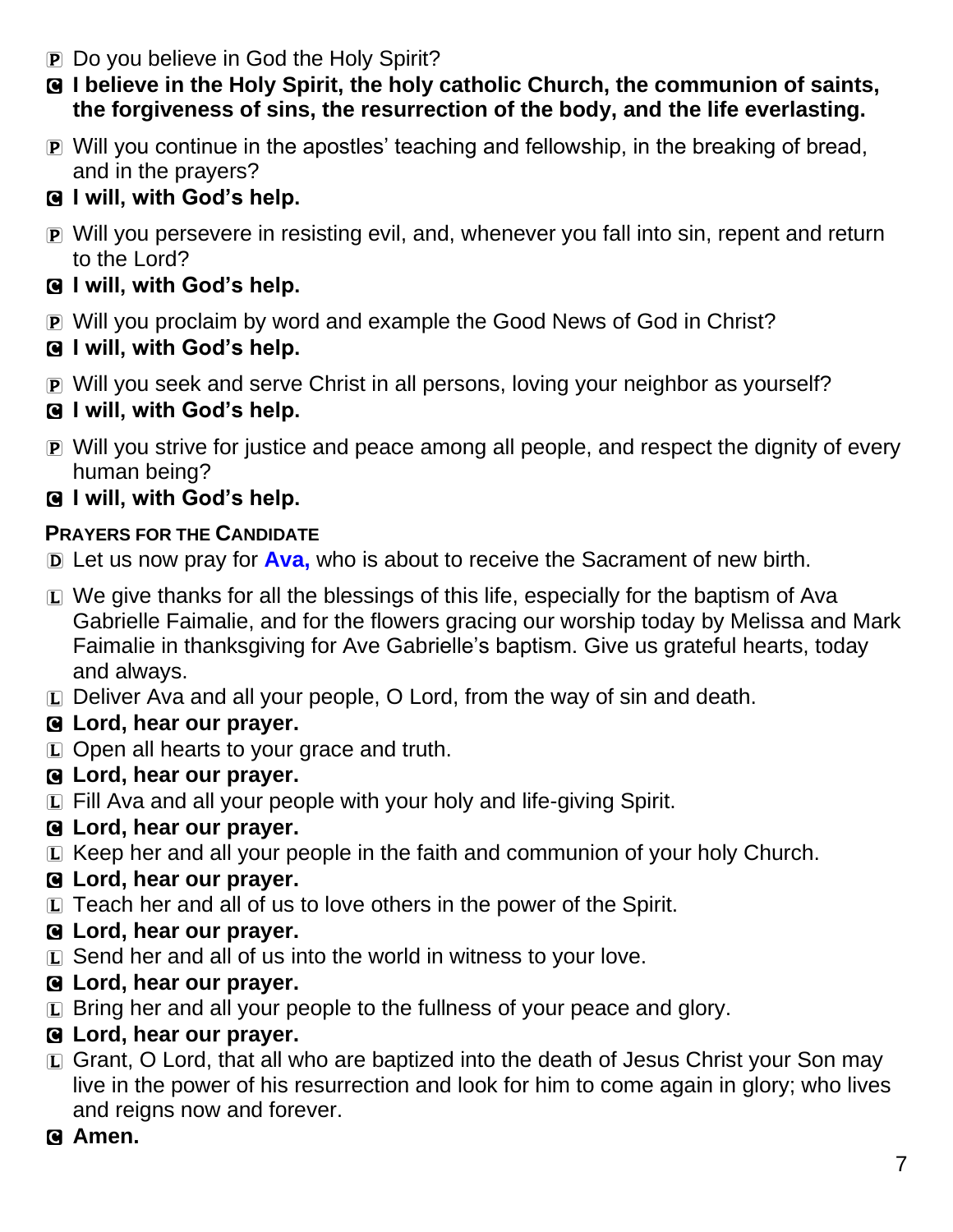P Do you believe in God the Holy Spirit?

C **I believe in the Holy Spirit, the holy catholic Church, the communion of saints, the forgiveness of sins, the resurrection of the body, and the life everlasting.**

P Will you continue in the apostles' teaching and fellowship, in the breaking of bread, and in the prayers?

C **I will, with God's help.**

P Will you persevere in resisting evil, and, whenever you fall into sin, repent and return to the Lord?

C **I will, with God's help.**

P Will you proclaim by word and example the Good News of God in Christ?

C **I will, with God's help.**

P Will you seek and serve Christ in all persons, loving your neighbor as yourself?

C **I will, with God's help.**

P Will you strive for justice and peace among all people, and respect the dignity of every human being?

C **I will, with God's help.**

### PRAYERS FOR THE CANDIDATE

D Let us now pray for **Ava,** who is about to receive the Sacrament of new birth.

L We give thanks for all the blessings of this life, especially for the baptism of Ava Gabrielle Faimalie, and for the flowers gracing our worship today by Melissa and Mark Faimalie in thanksgiving for Ave Gabrielle's baptism. Give us grateful hearts, today and always.

L Deliver Ava and all your people, O Lord, from the way of sin and death.

C **Lord, hear our prayer.**

L Open all hearts to your grace and truth.

C **Lord, hear our prayer.**

L Fill Ava and all your people with your holy and life-giving Spirit.

C **Lord, hear our prayer.**

L Keep her and all your people in the faith and communion of your holy Church.

C **Lord, hear our prayer.**

L Teach her and all of us to love others in the power of the Spirit.

C **Lord, hear our prayer.**

L Send her and all of us into the world in witness to your love.

C **Lord, hear our prayer.**

L Bring her and all your people to the fullness of your peace and glory.

C **Lord, hear our prayer.**

L Grant, O Lord, that all who are baptized into the death of Jesus Christ your Son may live in the power of his resurrection and look for him to come again in glory; who lives and reigns now and forever.

C **Amen.**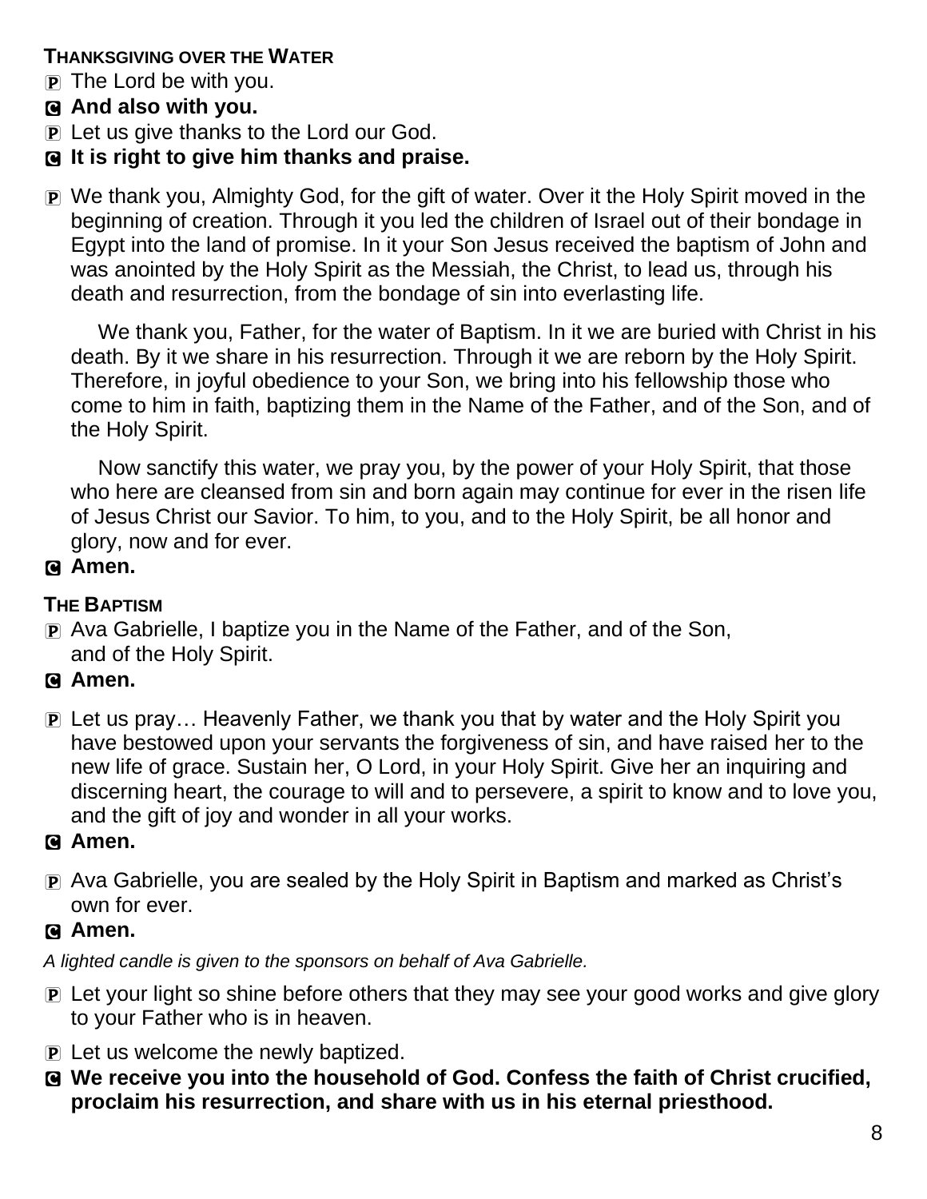**THANKSGIVING OVER THE WATER**

P The Lord be with you.

**C And also with you.**

P Let us give thanks to the Lord our God.

**C It is right to give him thanks and praise.**

P We thank you, Almighty God, for the gift of water. Over it the Holy Spirit moved in the beginning of creation. Through it you led the children of Israel out of their bondage in Egypt into the land of promise. In it your Son Jesus received the baptism of John and was anointed by the Holy Spirit as the Messiah, the Christ, to lead us, through his death and resurrection, from the bondage of sin into everlasting life.

We thank you, Father, for the water of Baptism. In it we are buried with Christ in his death. By it we share in his resurrection. Through it we are reborn by the Holy Spirit. Therefore, in joyful obedience to your Son, we bring into his fellowship those who come to him in faith, baptizing them in the Name of the Father, and of the Son, and of the Holy Spirit.

Now sanctify this water, we pray you, by the power of your Holy Spirit, that those who here are cleansed from sin and born again may continue for ever in the risen life of Jesus Christ our Savior. To him, to you, and to the Holy Spirit, be all honor and glory, now and for ever.

**C Amen.**

**THE BAPTISM**

P Ava Gabrielle, I baptize you in the Name of the Father, and of the Son, and of the Holy Spirit.

**C Amen.**

P Let us pray… Heavenly Father, we thank you that by water and the Holy Spirit you have bestowed upon your servants the forgiveness of sin, and have raised her to the new life of grace. Sustain her, O Lord, in your Holy Spirit. Give her an inquiring and discerning heart, the courage to will and to persevere, a spirit to know and to love you, and the gift of joy and wonder in all your works.

**C Amen.**

P Ava Gabrielle, you are sealed by the Holy Spirit in Baptism and marked as Christ's own for ever.

**C Amen.**

*A lighted candle is given to the sponsors on behalf of Ava Gabrielle.*

P Let your light so shine before others that they may see your good works and give glory to your Father who is in heaven.

P Let us welcome the newly baptized.

**C We receive you into the household of God. Confess the faith of Christ crucified, proclaim his resurrection, and share with us in his eternal priesthood.**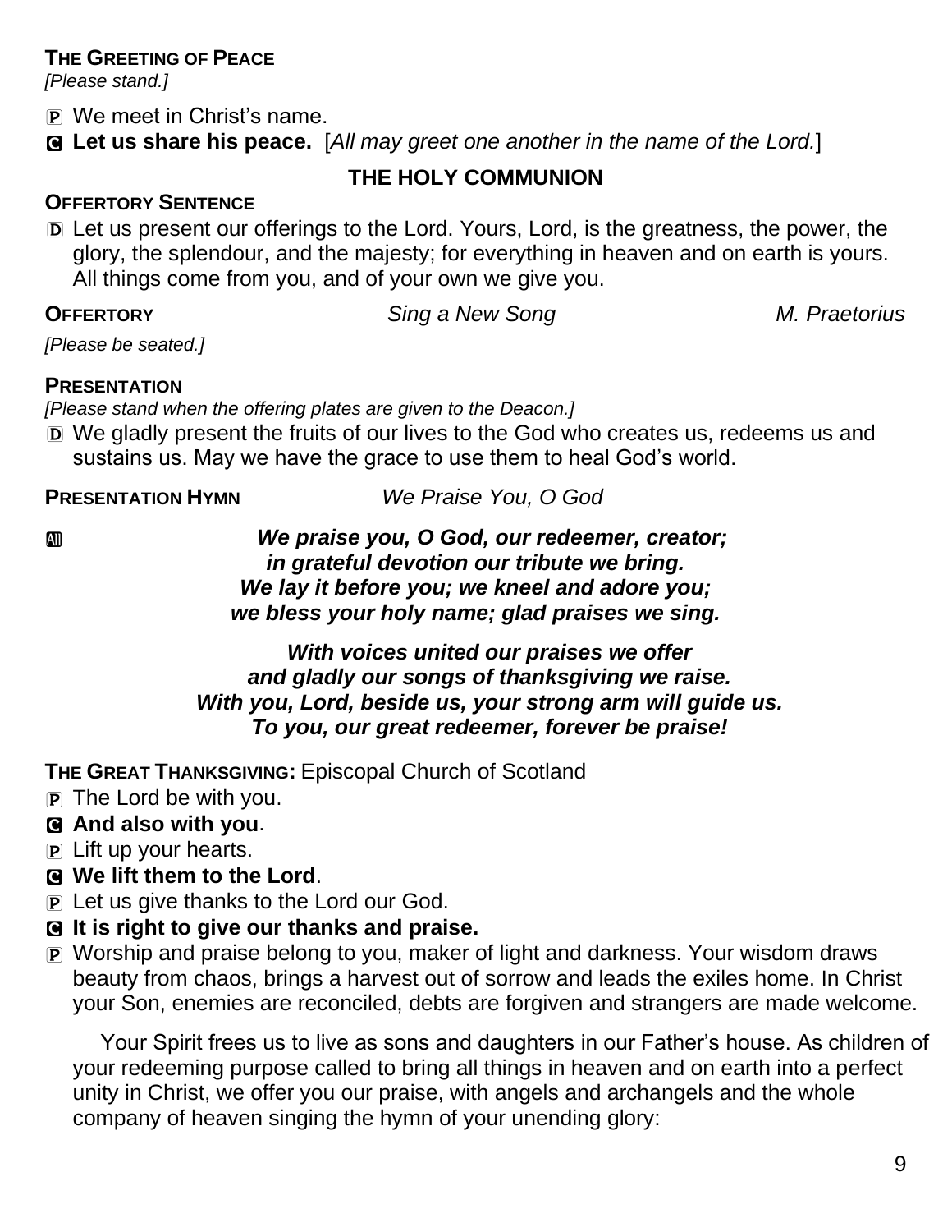**THE GREETING OF PEACE**
*[Please stand.]*

P We meet in Christ's name.

C **Let us share his peace.** [*All may greet one another in the name of the Lord.*]

## THE HOLY COMMUNION

**OFFERTORY SENTENCE**

D Let us present our offerings to the Lord. Yours, Lord, is the greatness, the power, the glory, the splendour, and the majesty; for everything in heaven and on earth is yours. All things come from you, and of your own we give you.

**OFFERTORY** *Sing a New Song* *M. Praetorius*

*[Please be seated.]*

**PRESENTATION**
*[Please stand when the offering plates are given to the Deacon.]*

D We gladly present the fruits of our lives to the God who creates us, redeems us and sustains us. May we have the grace to use them to heal God's world.

**PRESENTATION HYMN** *We Praise You, O God*

All ***We praise you, O God, our redeemer, creator;***
***in grateful devotion our tribute we bring.***
***We lay it before you; we kneel and adore you;***
***we bless your holy name; glad praises we sing.***

***With voices united our praises we offer***
***and gladly our songs of thanksgiving we raise.***
***With you, Lord, beside us, your strong arm will guide us.***
***To you, our great redeemer, forever be praise!***

**THE GREAT THANKSGIVING:** Episcopal Church of Scotland

P The Lord be with you.

C **And also with you**.

P Lift up your hearts.

C **We lift them to the Lord**.

P Let us give thanks to the Lord our God.

C **It is right to give our thanks and praise.**

P Worship and praise belong to you, maker of light and darkness. Your wisdom draws beauty from chaos, brings a harvest out of sorrow and leads the exiles home. In Christ your Son, enemies are reconciled, debts are forgiven and strangers are made welcome.

Your Spirit frees us to live as sons and daughters in our Father's house. As children of your redeeming purpose called to bring all things in heaven and on earth into a perfect unity in Christ, we offer you our praise, with angels and archangels and the whole company of heaven singing the hymn of your unending glory: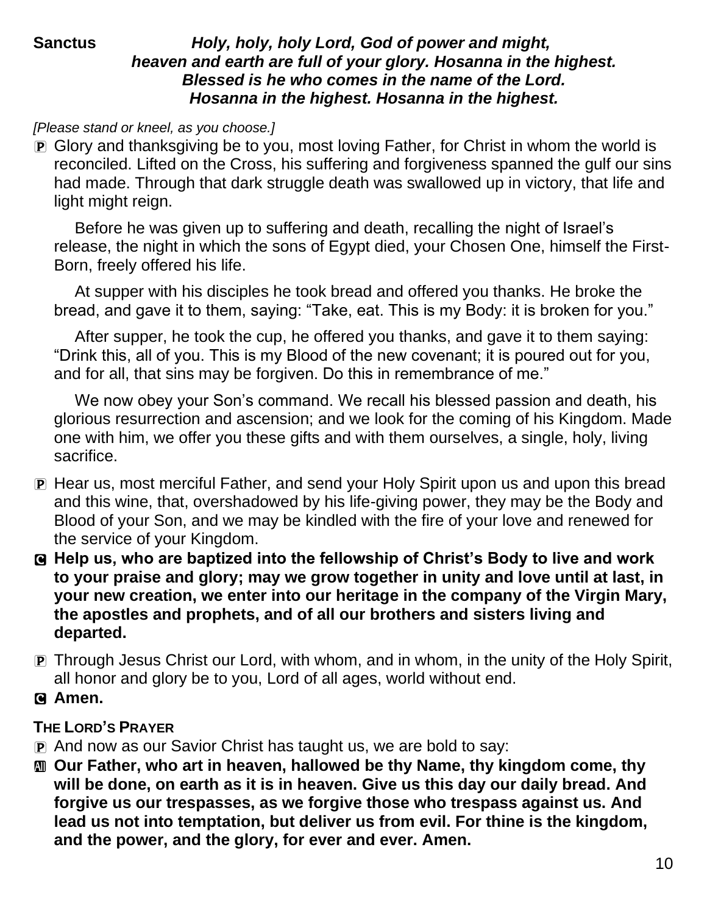**Sanctus** ***Holy, holy, holy Lord, God of power and might, heaven and earth are full of your glory. Hosanna in the highest. Blessed is he who comes in the name of the Lord. Hosanna in the highest. Hosanna in the highest.***

*[Please stand or kneel, as you choose.]*

P Glory and thanksgiving be to you, most loving Father, for Christ in whom the world is reconciled. Lifted on the Cross, his suffering and forgiveness spanned the gulf our sins had made. Through that dark struggle death was swallowed up in victory, that life and light might reign.

Before he was given up to suffering and death, recalling the night of Israel's release, the night in which the sons of Egypt died, your Chosen One, himself the First-Born, freely offered his life.

At supper with his disciples he took bread and offered you thanks. He broke the bread, and gave it to them, saying: "Take, eat. This is my Body: it is broken for you."

After supper, he took the cup, he offered you thanks, and gave it to them saying: "Drink this, all of you. This is my Blood of the new covenant; it is poured out for you, and for all, that sins may be forgiven. Do this in remembrance of me."

We now obey your Son's command. We recall his blessed passion and death, his glorious resurrection and ascension; and we look for the coming of his Kingdom. Made one with him, we offer you these gifts and with them ourselves, a single, holy, living sacrifice.

P Hear us, most merciful Father, and send your Holy Spirit upon us and upon this bread and this wine, that, overshadowed by his life-giving power, they may be the Body and Blood of your Son, and we may be kindled with the fire of your love and renewed for the service of your Kingdom.

C **Help us, who are baptized into the fellowship of Christ's Body to live and work to your praise and glory; may we grow together in unity and love until at last, in your new creation, we enter into our heritage in the company of the Virgin Mary, the apostles and prophets, and of all our brothers and sisters living and departed.**

P Through Jesus Christ our Lord, with whom, and in whom, in the unity of the Holy Spirit, all honor and glory be to you, Lord of all ages, world without end.

C **Amen.**

**THE LORD'S PRAYER**

P And now as our Savior Christ has taught us, we are bold to say:

All **Our Father, who art in heaven, hallowed be thy Name, thy kingdom come, thy will be done, on earth as it is in heaven. Give us this day our daily bread. And forgive us our trespasses, as we forgive those who trespass against us. And lead us not into temptation, but deliver us from evil. For thine is the kingdom, and the power, and the glory, for ever and ever. Amen.**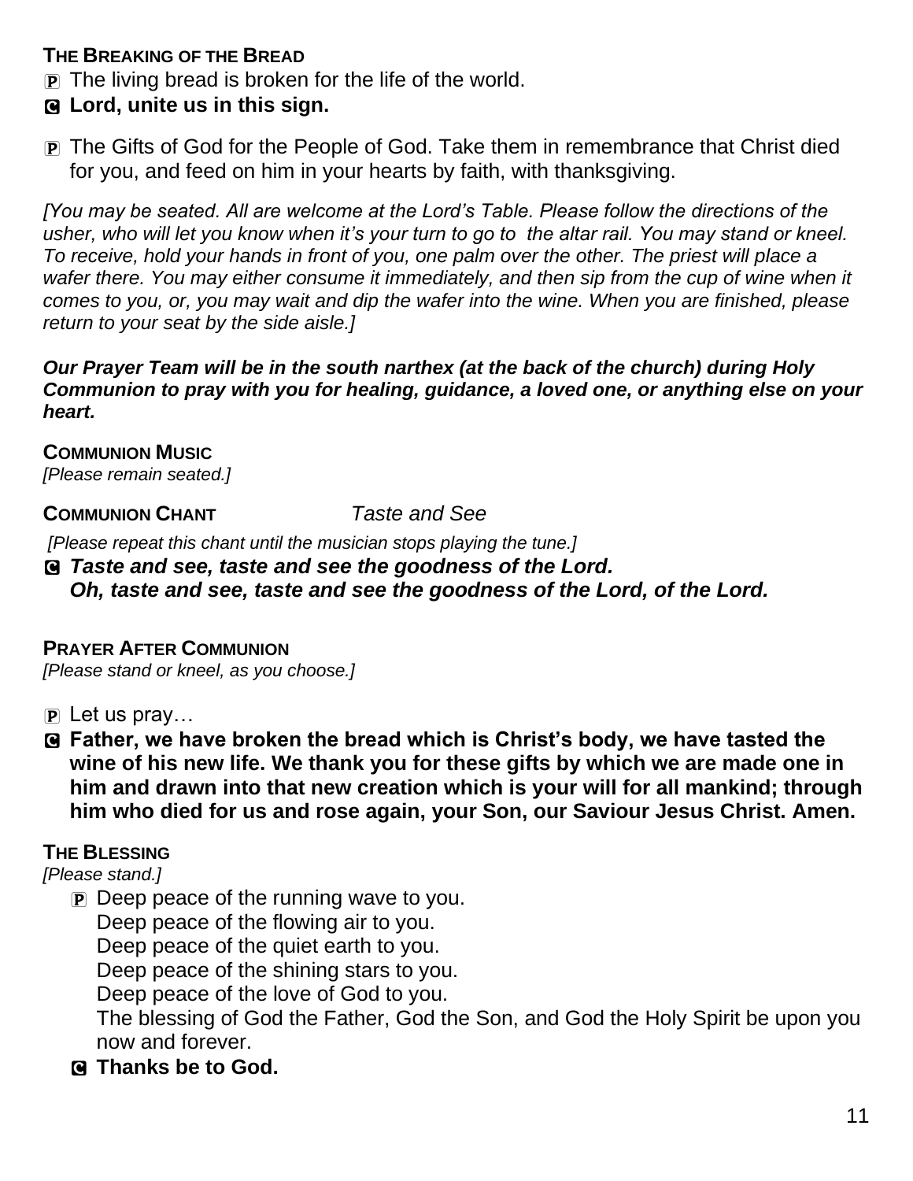**THE BREAKING OF THE BREAD**

P The living bread is broken for the life of the world.

**C Lord, unite us in this sign.**

P The Gifts of God for the People of God. Take them in remembrance that Christ died for you, and feed on him in your hearts by faith, with thanksgiving.

*[You may be seated. All are welcome at the Lord's Table. Please follow the directions of the usher, who will let you know when it's your turn to go to the altar rail. You may stand or kneel. To receive, hold your hands in front of you, one palm over the other. The priest will place a wafer there. You may either consume it immediately, and then sip from the cup of wine when it comes to you, or, you may wait and dip the wafer into the wine. When you are finished, please return to your seat by the side aisle.]*

***Our Prayer Team will be in the south narthex (at the back of the church) during Holy Communion to pray with you for healing, guidance, a loved one, or anything else on your heart.***

**COMMUNION MUSIC**

*[Please remain seated.]*

**COMMUNION CHANT** *Taste and See*

*[Please repeat this chant until the musician stops playing the tune.]*

C ***Taste and see, taste and see the goodness of the Lord.***
***Oh, taste and see, taste and see the goodness of the Lord, of the Lord.***

**PRAYER AFTER COMMUNION**

*[Please stand or kneel, as you choose.]*

P Let us pray…

**C Father, we have broken the bread which is Christ's body, we have tasted the wine of his new life. We thank you for these gifts by which we are made one in him and drawn into that new creation which is your will for all mankind; through him who died for us and rose again, your Son, our Saviour Jesus Christ. Amen.**

**THE BLESSING**

*[Please stand.]*

P Deep peace of the running wave to you.
Deep peace of the flowing air to you.
Deep peace of the quiet earth to you.
Deep peace of the shining stars to you.
Deep peace of the love of God to you.
The blessing of God the Father, God the Son, and God the Holy Spirit be upon you now and forever.

**C Thanks be to God.**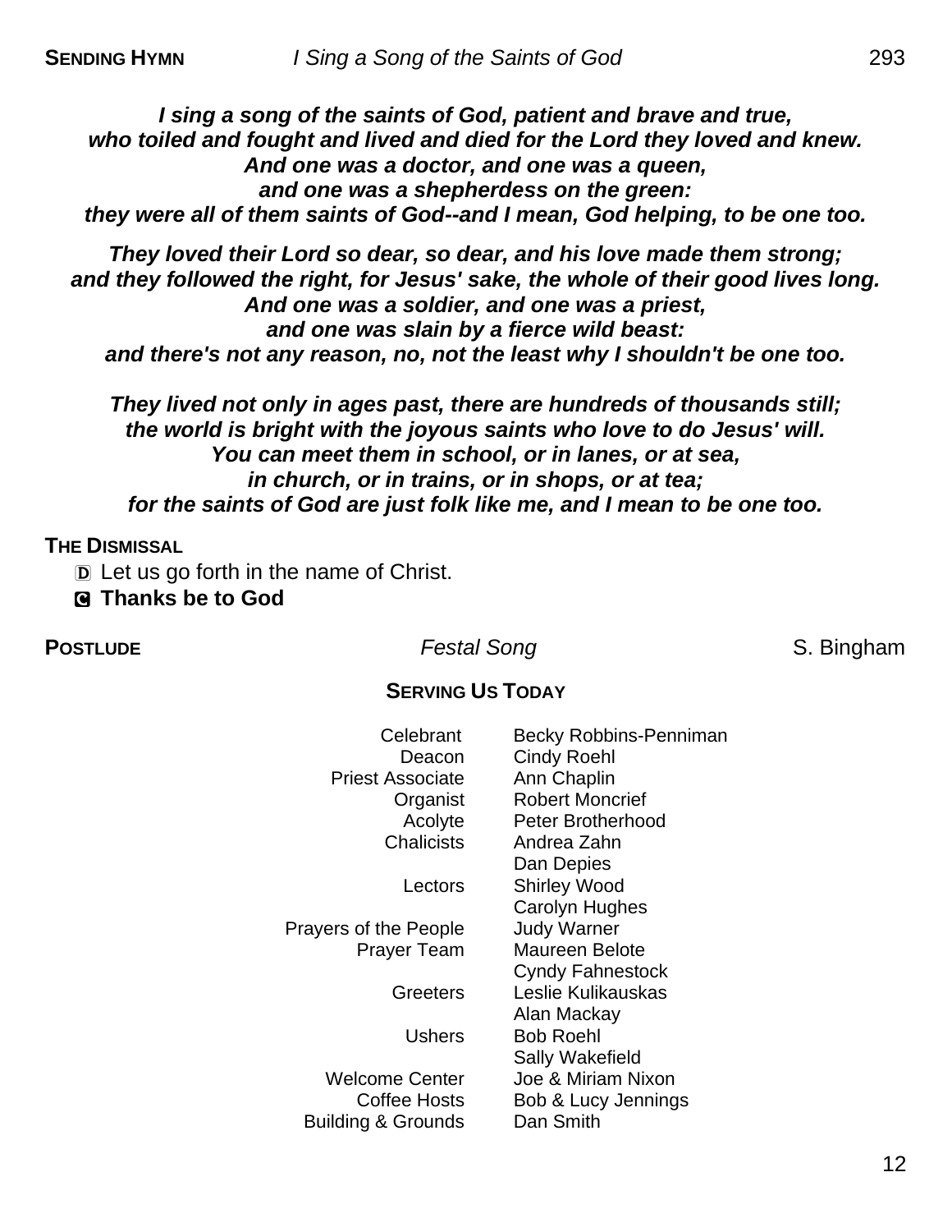**SENDING HYMN** *I Sing a Song of the Saints of God* 293

***I sing a song of the saints of God, patient and brave and true,***
***who toiled and fought and lived and died for the Lord they loved and knew.***
***And one was a doctor, and one was a queen,***
***and one was a shepherdess on the green:***
***they were all of them saints of God--and I mean, God helping, to be one too.***

***They loved their Lord so dear, so dear, and his love made them strong;***
***and they followed the right, for Jesus' sake, the whole of their good lives long.***
***And one was a soldier, and one was a priest,***
***and one was slain by a fierce wild beast:***
***and there's not any reason, no, not the least why I shouldn't be one too.***

***They lived not only in ages past, there are hundreds of thousands still;***
***the world is bright with the joyous saints who love to do Jesus' will.***
***You can meet them in school, or in lanes, or at sea,***
***in church, or in trains, or in shops, or at tea;***
***for the saints of God are just folk like me, and I mean to be one too.***

**THE DISMISSAL**

D Let us go forth in the name of Christ.

C **Thanks be to God**

**POSTLUDE** *Festal Song* S. Bingham

**SERVING US TODAY**

| | |
|---|---|
| Celebrant | Becky Robbins-Penniman |
| Deacon | Cindy Roehl |
| Priest Associate | Ann Chaplin |
| Organist | Robert Moncrief |
| Acolyte | Peter Brotherhood |
| Chalicists | Andrea Zahn |
| | Dan Depies |
| Lectors | Shirley Wood |
| | Carolyn Hughes |
| Prayers of the People | Judy Warner |
| Prayer Team | Maureen Belote |
| | Cyndy Fahnestock |
| Greeters | Leslie Kulikauskas |
| | Alan Mackay |
| Ushers | Bob Roehl |
| | Sally Wakefield |
| Welcome Center | Joe & Miriam Nixon |
| Coffee Hosts | Bob & Lucy Jennings |
| Building & Grounds | Dan Smith |